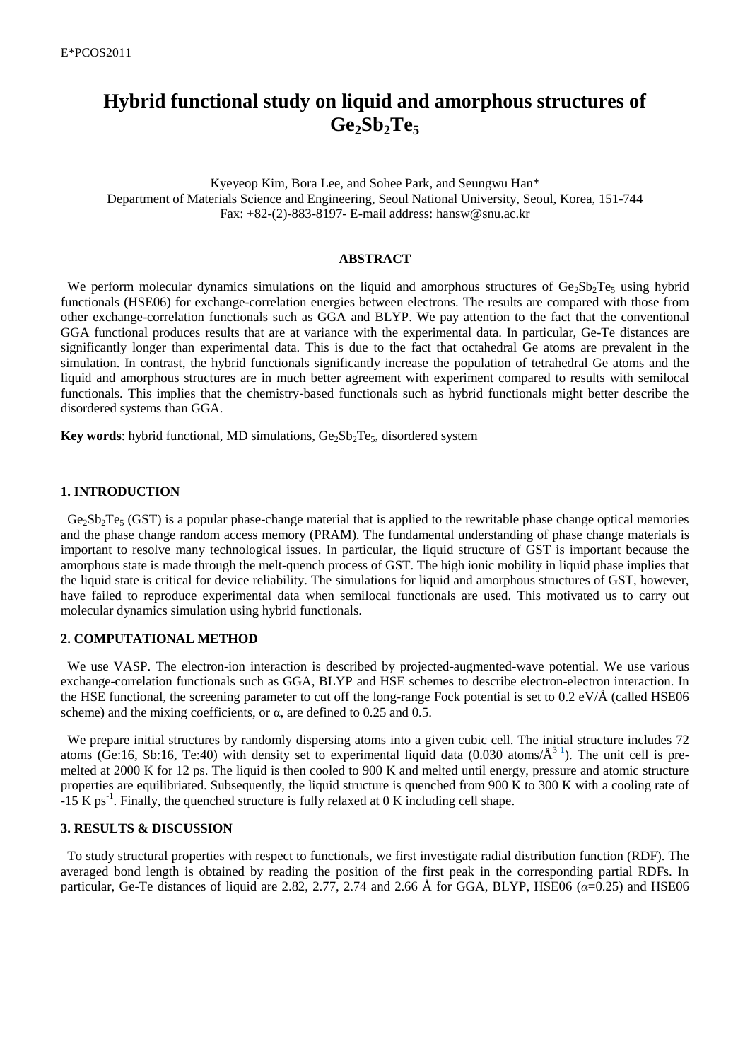# Hybrid functional study on liquid and amorphous structures of $Ge_2Sb_2Te_5$

Kyeyeop Kim, Bora Lee, and Sohee Park, and Seungwu Han*
Department of Materials Science and Engineering, Seoul National University, Seoul, Korea, 151-744
Fax: +82-(2)-883-8197- E-mail address: hansw@snu.ac.kr

## ABSTRACT

We perform molecular dynamics simulations on the liquid and amorphous structures of $Ge_2Sb_2Te_5$ using hybrid functionals (HSE06) for exchange-correlation energies between electrons. The results are compared with those from other exchange-correlation functionals such as GGA and BLYP. We pay attention to the fact that the conventional GGA functional produces results that are at variance with the experimental data. In particular, Ge-Te distances are significantly longer than experimental data. This is due to the fact that octahedral Ge atoms are prevalent in the simulation. In contrast, the hybrid functionals significantly increase the population of tetrahedral Ge atoms and the liquid and amorphous structures are in much better agreement with experiment compared to results with semilocal functionals. This implies that the chemistry-based functionals such as hybrid functionals might better describe the disordered systems than GGA.

**Key words**: hybrid functional, MD simulations, $Ge_2Sb_2Te_5$, disordered system

## 1. INTRODUCTION

$Ge_2Sb_2Te_5$ (GST) is a popular phase-change material that is applied to the rewritable phase change optical memories and the phase change random access memory (PRAM). The fundamental understanding of phase change materials is important to resolve many technological issues. In particular, the liquid structure of GST is important because the amorphous state is made through the melt-quench process of GST. The high ionic mobility in liquid phase implies that the liquid state is critical for device reliability. The simulations for liquid and amorphous structures of GST, however, have failed to reproduce experimental data when semilocal functionals are used. This motivated us to carry out molecular dynamics simulation using hybrid functionals.

## 2. COMPUTATIONAL METHOD

We use VASP. The electron-ion interaction is described by projected-augmented-wave potential. We use various exchange-correlation functionals such as GGA, BLYP and HSE schemes to describe electron-electron interaction. In the HSE functional, the screening parameter to cut off the long-range Fock potential is set to 0.2 eV/Å (called HSE06 scheme) and the mixing coefficients, or α, are defined to 0.25 and 0.5.

We prepare initial structures by randomly dispersing atoms into a given cubic cell. The initial structure includes 72 atoms (Ge:16, Sb:16, Te:40) with density set to experimental liquid data (0.030 atoms/$Å^3$ [1]). The unit cell is pre-melted at 2000 K for 12 ps. The liquid is then cooled to 900 K and melted until energy, pressure and atomic structure properties are equilibriated. Subsequently, the liquid structure is quenched from 900 K to 300 K with a cooling rate of -15 K $ps^{-1}$. Finally, the quenched structure is fully relaxed at 0 K including cell shape.

## 3. RESULTS & DISCUSSION

To study structural properties with respect to functionals, we first investigate radial distribution function (RDF). The averaged bond length is obtained by reading the position of the first peak in the corresponding partial RDFs. In particular, Ge-Te distances of liquid are 2.82, 2.77, 2.74 and 2.66 Å for GGA, BLYP, HSE06 ($\alpha$=0.25) and HSE06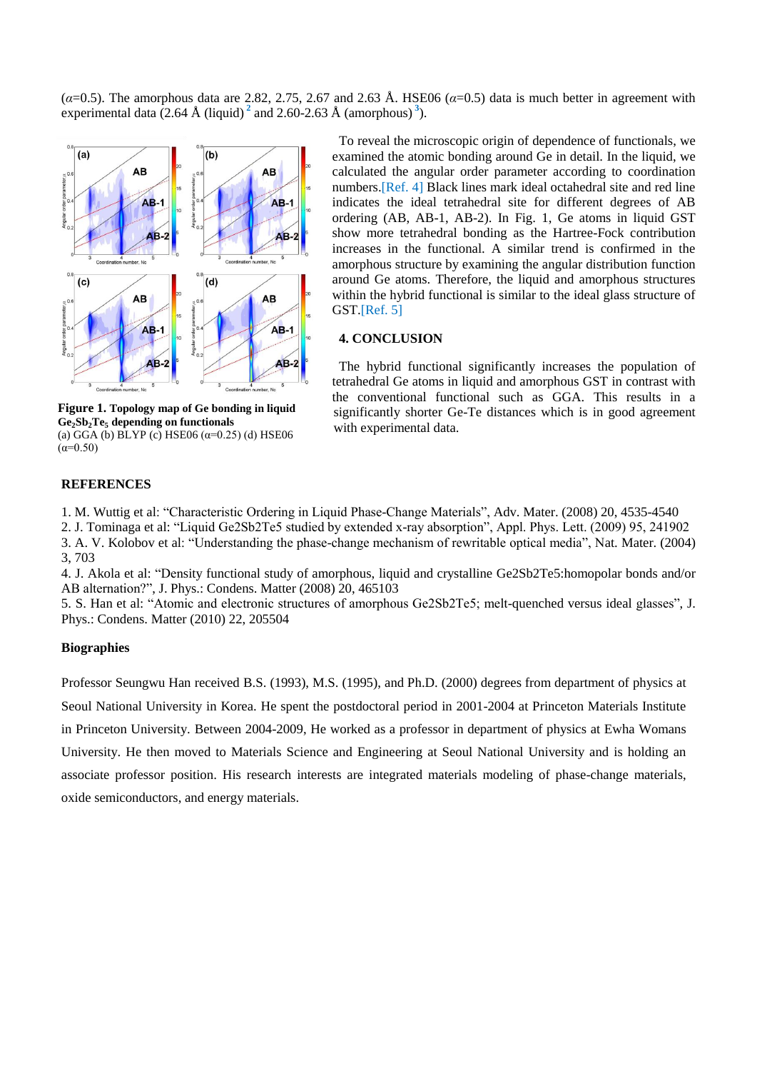($\alpha$=0.5). The amorphous data are 2.82, 2.75, 2.67 and 2.63 Å. HSE06 ($\alpha$=0.5) data is much better in agreement with experimental data (2.64 Å (liquid) [2] and 2.60-2.63 Å (amorphous) [3]).

(a)
AB
AB-1
AB-2
(b)
AB
AB-1
AB-2
(c)
AB
AB-1
AB-2
(d)
AB
AB-1
AB-2
Angular order parameter
Coordination number, Nc

**Figure 1. Topology map of Ge bonding in liquid $Ge_2Sb_2Te_5$ depending on functionals**
(a) GGA (b) BLYP (c) HSE06 ($\alpha$=0.25) (d) HSE06 ($\alpha$=0.50)

To reveal the microscopic origin of dependence of functionals, we examined the atomic bonding around Ge in detail. In the liquid, we calculated the angular order parameter according to coordination numbers.[Ref. 4] Black lines mark ideal octahedral site and red line indicates the ideal tetrahedral site for different degrees of AB ordering (AB, AB-1, AB-2). In Fig. 1, Ge atoms in liquid GST show more tetrahedral bonding as the Hartree-Fock contribution increases in the functional. A similar trend is confirmed in the amorphous structure by examining the angular distribution function around Ge atoms. Therefore, the liquid and amorphous structures within the hybrid functional is similar to the ideal glass structure of GST.[Ref. 5]

## 4. CONCLUSION

The hybrid functional significantly increases the population of tetrahedral Ge atoms in liquid and amorphous GST in contrast with the conventional functional such as GGA. This results in a significantly shorter Ge-Te distances which is in good agreement with experimental data.

## REFERENCES

1. M. Wuttig et al: "Characteristic Ordering in Liquid Phase-Change Materials", Adv. Mater. (2008) 20, 4535-4540
2. J. Tominaga et al: "Liquid Ge2Sb2Te5 studied by extended x-ray absorption", Appl. Phys. Lett. (2009) 95, 241902
3. A. V. Kolobov et al: "Understanding the phase-change mechanism of rewritable optical media", Nat. Mater. (2004) 3, 703
4. J. Akola et al: "Density functional study of amorphous, liquid and crystalline Ge2Sb2Te5:homopolar bonds and/or AB alternation?", J. Phys.: Condens. Matter (2008) 20, 465103
5. S. Han et al: "Atomic and electronic structures of amorphous Ge2Sb2Te5; melt-quenched versus ideal glasses", J. Phys.: Condens. Matter (2010) 22, 205504

**Biographies**

Professor Seungwu Han received B.S. (1993), M.S. (1995), and Ph.D. (2000) degrees from department of physics at Seoul National University in Korea. He spent the postdoctoral period in 2001-2004 at Princeton Materials Institute in Princeton University. Between 2004-2009, He worked as a professor in department of physics at Ewha Womans University. He then moved to Materials Science and Engineering at Seoul National University and is holding an associate professor position. His research interests are integrated materials modeling of phase-change materials, oxide semiconductors, and energy materials.